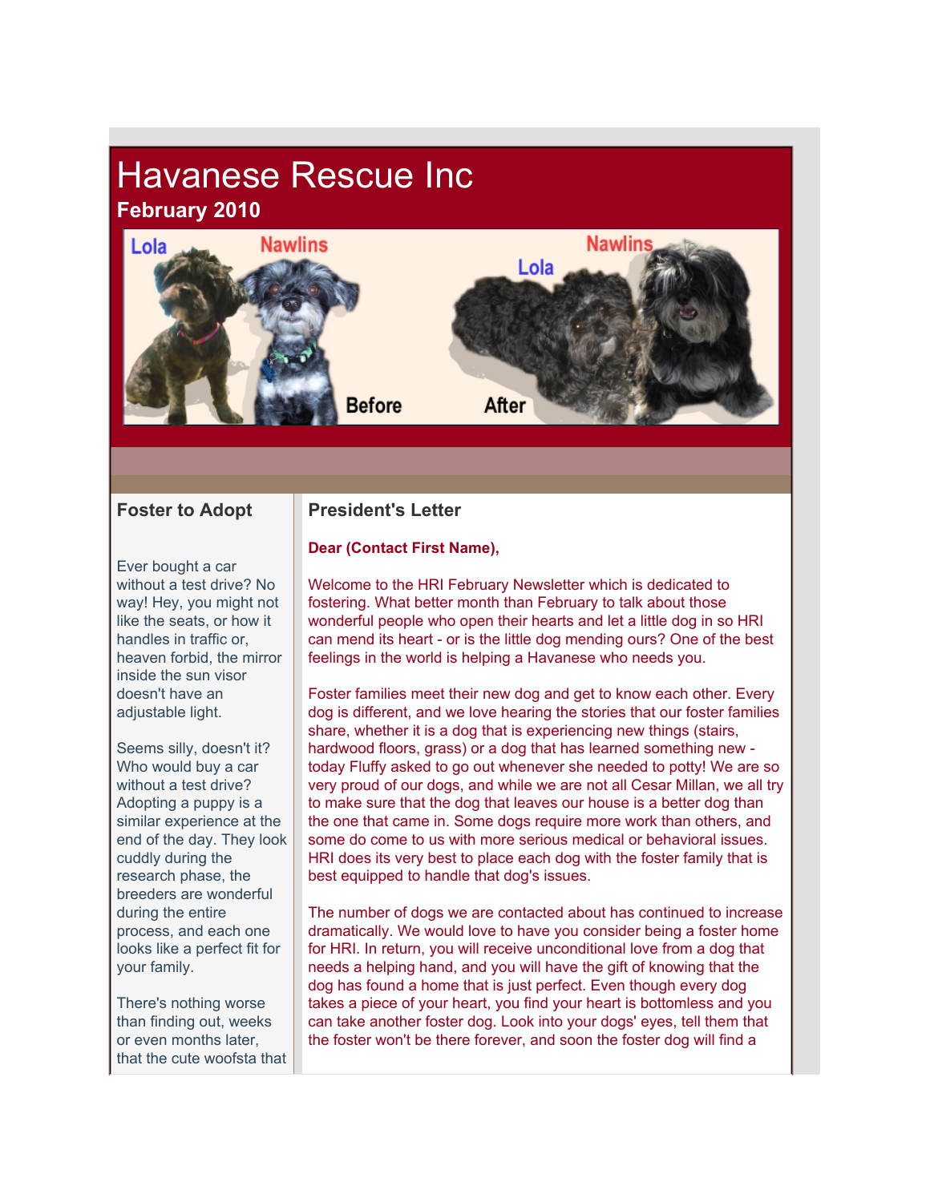# Havanese Rescue Inc

**February 2010**

## President's Letter

**Dear (Contact First Name),**

Welcome to the HRI February Newsletter which is dedicated to fostering. What better month than February to talk about those wonderful people who open their hearts and let a little dog in so HRI can mend its heart - or is the little dog mending ours? One of the best feelings in the world is helping a Havanese who needs you.

Foster families meet their new dog and get to know each other. Every dog is different, and we love hearing the stories that our foster families share, whether it is a dog that is experiencing new things (stairs, hardwood floors, grass) or a dog that has learned something new - today Fluffy asked to go out whenever she needed to potty! We are so very proud of our dogs, and while we are not all Cesar Millan, we all try to make sure that the dog that leaves our house is a better dog than the one that came in. Some dogs require more work than others, and some do come to us with more serious medical or behavioral issues. HRI does its very best to place each dog with the foster family that is best equipped to handle that dog's issues.

The number of dogs we are contacted about has continued to increase dramatically. We would love to have you consider being a foster home for HRI. In return, you will receive unconditional love from a dog that needs a helping hand, and you will have the gift of knowing that the dog has found a home that is just perfect. Even though every dog takes a piece of your heart, you find your heart is bottomless and you can take another foster dog. Look into your dogs' eyes, tell them that the foster won't be there forever, and soon the foster dog will find a

## Foster to Adopt

Ever bought a car without a test drive? No way! Hey, you might not like the seats, or how it handles in traffic or, heaven forbid, the mirror inside the sun visor doesn't have an adjustable light.

Seems silly, doesn't it? Who would buy a car without a test drive? Adopting a puppy is a similar experience at the end of the day. They look cuddly during the research phase, the breeders are wonderful during the entire process, and each one looks like a perfect fit for your family.

There's nothing worse than finding out, weeks or even months later, that the cute woofsta that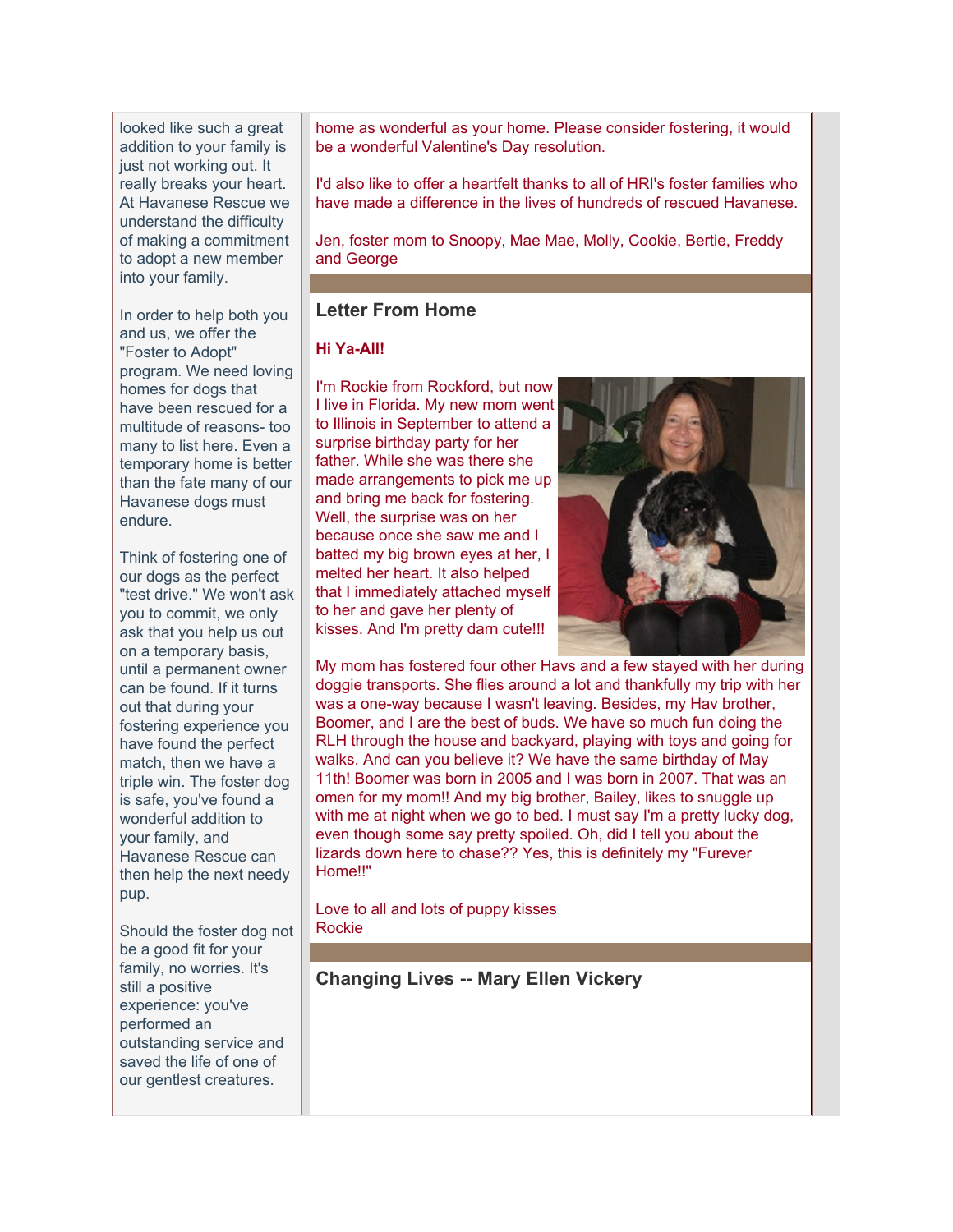looked like such a great addition to your family is just not working out. It really breaks your heart. At Havanese Rescue we understand the difficulty of making a commitment to adopt a new member into your family.

In order to help both you and us, we offer the "Foster to Adopt" program. We need loving homes for dogs that have been rescued for a multitude of reasons- too many to list here. Even a temporary home is better than the fate many of our Havanese dogs must endure.

Think of fostering one of our dogs as the perfect "test drive." We won't ask you to commit, we only ask that you help us out on a temporary basis, until a permanent owner can be found. If it turns out that during your fostering experience you have found the perfect match, then we have a triple win. The foster dog is safe, you've found a wonderful addition to your family, and Havanese Rescue can then help the next needy pup.

Should the foster dog not be a good fit for your family, no worries. It's still a positive experience: you've performed an outstanding service and saved the life of one of our gentlest creatures.

home as wonderful as your home. Please consider fostering, it would be a wonderful Valentine's Day resolution.

I'd also like to offer a heartfelt thanks to all of HRI's foster families who have made a difference in the lives of hundreds of rescued Havanese.

Jen, foster mom to Snoopy, Mae Mae, Molly, Cookie, Bertie, Freddy and George

## Letter From Home

**Hi Ya-All!**

I'm Rockie from Rockford, but now I live in Florida. My new mom went to Illinois in September to attend a surprise birthday party for her father. While she was there she made arrangements to pick me up and bring me back for fostering. Well, the surprise was on her because once she saw me and I batted my big brown eyes at her, I melted her heart. It also helped that I immediately attached myself to her and gave her plenty of kisses. And I'm pretty darn cute!!!

My mom has fostered four other Havs and a few stayed with her during doggie transports. She flies around a lot and thankfully my trip with her was a one-way because I wasn't leaving. Besides, my Hav brother, Boomer, and I are the best of buds. We have so much fun doing the RLH through the house and backyard, playing with toys and going for walks. And can you believe it? We have the same birthday of May 11th! Boomer was born in 2005 and I was born in 2007. That was an omen for my mom!! And my big brother, Bailey, likes to snuggle up with me at night when we go to bed. I must say I'm a pretty lucky dog, even though some say pretty spoiled. Oh, did I tell you about the lizards down here to chase?? Yes, this is definitely my "Furever Home!!"

Love to all and lots of puppy kisses
Rockie

## Changing Lives -- Mary Ellen Vickery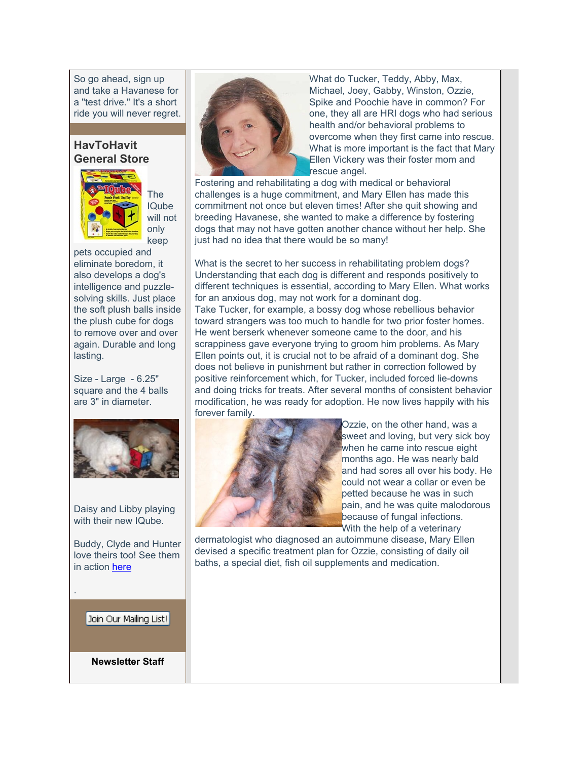So go ahead, sign up and take a Havanese for a "test drive." It's a short ride you will never regret.

## HavToHavit General Store

The IQube will not only keep pets occupied and eliminate boredom, it also develops a dog's intelligence and puzzle-solving skills. Just place the soft plush balls inside the plush cube for dogs to remove over and over again. Durable and long lasting.

Size - Large - 6.25" square and the 4 balls are 3" in diameter.

Daisy and Libby playing with their new IQube.

Buddy, Clyde and Hunter love theirs too! See them in action here

.

Join Our Mailing List!

**Newsletter Staff**

What do Tucker, Teddy, Abby, Max, Michael, Joey, Gabby, Winston, Ozzie, Spike and Poochie have in common? For one, they all are HRI dogs who had serious health and/or behavioral problems to overcome when they first came into rescue. What is more important is the fact that Mary Ellen Vickery was their foster mom and rescue angel.

Fostering and rehabilitating a dog with medical or behavioral challenges is a huge commitment, and Mary Ellen has made this commitment not once but eleven times! After she quit showing and breeding Havanese, she wanted to make a difference by fostering dogs that may not have gotten another chance without her help. She just had no idea that there would be so many!

What is the secret to her success in rehabilitating problem dogs? Understanding that each dog is different and responds positively to different techniques is essential, according to Mary Ellen. What works for an anxious dog, may not work for a dominant dog.

Take Tucker, for example, a bossy dog whose rebellious behavior toward strangers was too much to handle for two prior foster homes. He went berserk whenever someone came to the door, and his scrappiness gave everyone trying to groom him problems. As Mary Ellen points out, it is crucial not to be afraid of a dominant dog. She does not believe in punishment but rather in correction followed by positive reinforcement which, for Tucker, included forced lie-downs and doing tricks for treats. After several months of consistent behavior modification, he was ready for adoption. He now lives happily with his forever family.

Ozzie, on the other hand, was a sweet and loving, but very sick boy when he came into rescue eight months ago. He was nearly bald and had sores all over his body. He could not wear a collar or even be petted because he was in such pain, and he was quite malodorous because of fungal infections. With the help of a veterinary dermatologist who diagnosed an autoimmune disease, Mary Ellen devised a specific treatment plan for Ozzie, consisting of daily oil baths, a special diet, fish oil supplements and medication.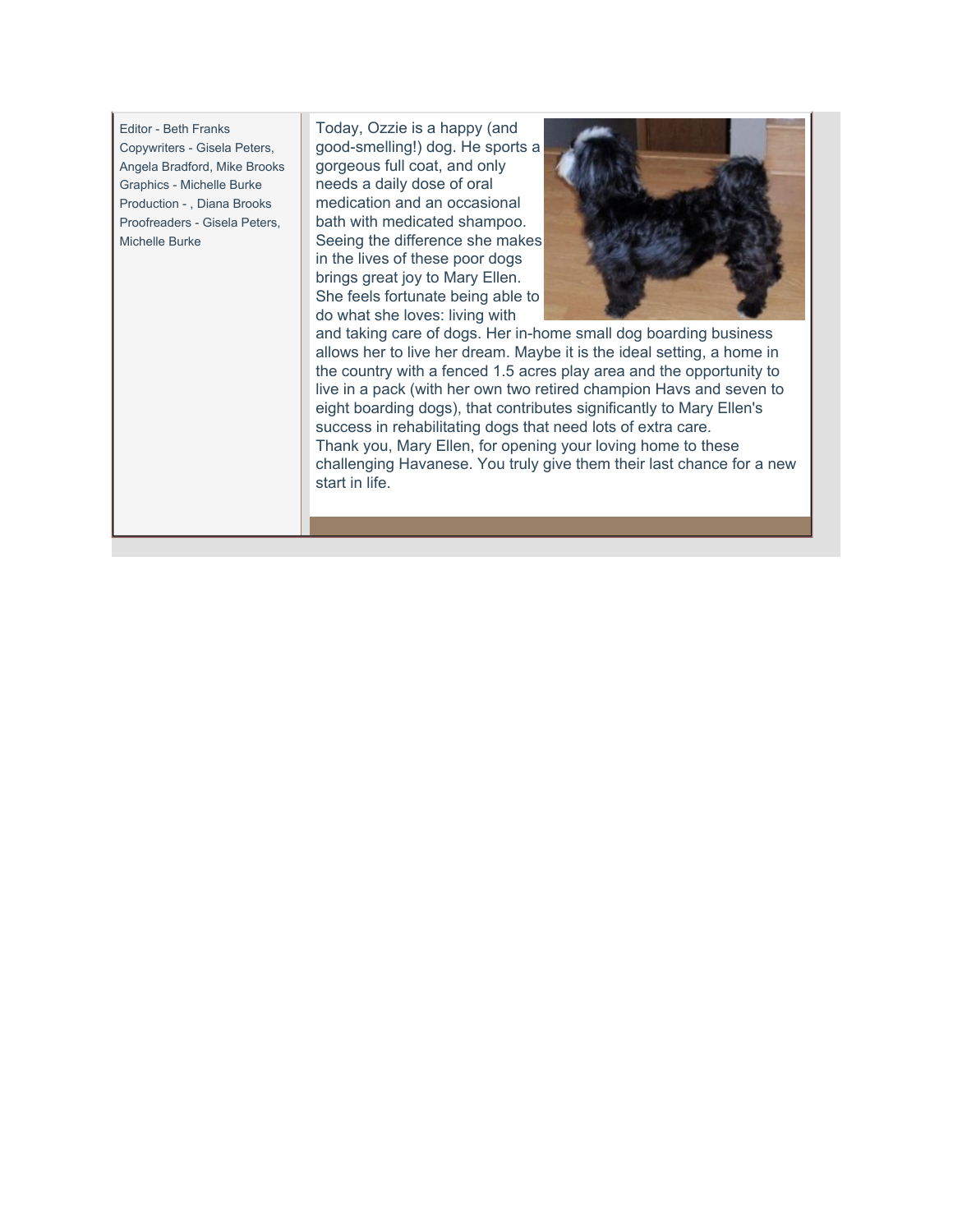Editor - Beth Franks
Copywriters - Gisela Peters, Angela Bradford, Mike Brooks
Graphics - Michelle Burke
Production - , Diana Brooks
Proofreaders - Gisela Peters, Michelle Burke

Today, Ozzie is a happy (and good-smelling!) dog. He sports a gorgeous full coat, and only needs a daily dose of oral medication and an occasional bath with medicated shampoo. Seeing the difference she makes in the lives of these poor dogs brings great joy to Mary Ellen. She feels fortunate being able to do what she loves: living with and taking care of dogs. Her in-home small dog boarding business allows her to live her dream. Maybe it is the ideal setting, a home in the country with a fenced 1.5 acres play area and the opportunity to live in a pack (with her own two retired champion Havs and seven to eight boarding dogs), that contributes significantly to Mary Ellen's success in rehabilitating dogs that need lots of extra care.

Thank you, Mary Ellen, for opening your loving home to these challenging Havanese. You truly give them their last chance for a new start in life.